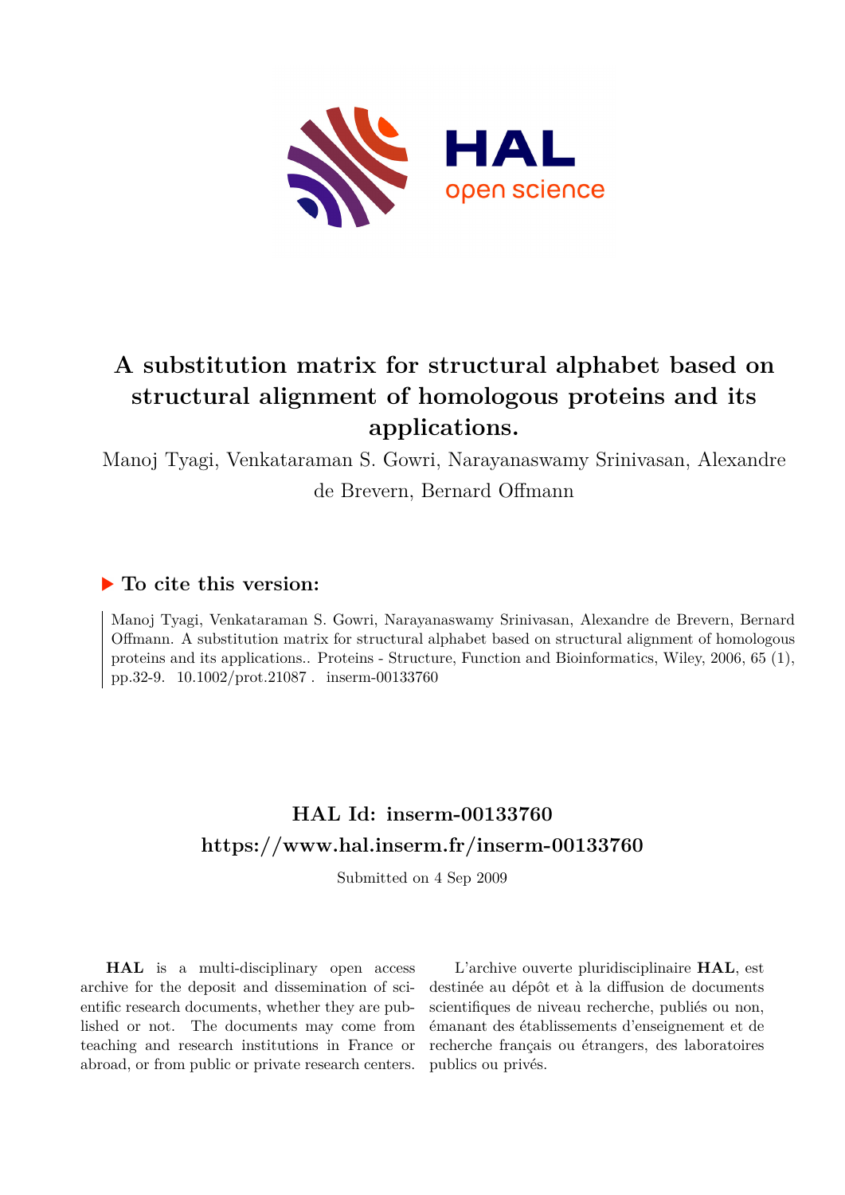# A substitution matrix for structural alphabet based on structural alignment of homologous proteins and its applications.

Manoj Tyagi, Venkataraman S. Gowri, Narayanaswamy Srinivasan, Alexandre de Brevern, Bernard Offmann

## ▶ To cite this version:

Manoj Tyagi, Venkataraman S. Gowri, Narayanaswamy Srinivasan, Alexandre de Brevern, Bernard Offmann. A substitution matrix for structural alphabet based on structural alignment of homologous proteins and its applications.. Proteins - Structure, Function and Bioinformatics, Wiley, 2006, 65 (1), pp.32-9. 10.1002/prot.21087 . inserm-00133760

## HAL Id: inserm-00133760

## https://www.hal.inserm.fr/inserm-00133760

Submitted on 4 Sep 2009

**HAL** is a multi-disciplinary open access archive for the deposit and dissemination of scientific research documents, whether they are published or not. The documents may come from teaching and research institutions in France or abroad, or from public or private research centers.

L'archive ouverte pluridisciplinaire **HAL**, est destinée au dépôt et à la diffusion de documents scientifiques de niveau recherche, publiés ou non, émanant des établissements d'enseignement et de recherche français ou étrangers, des laboratoires publics ou privés.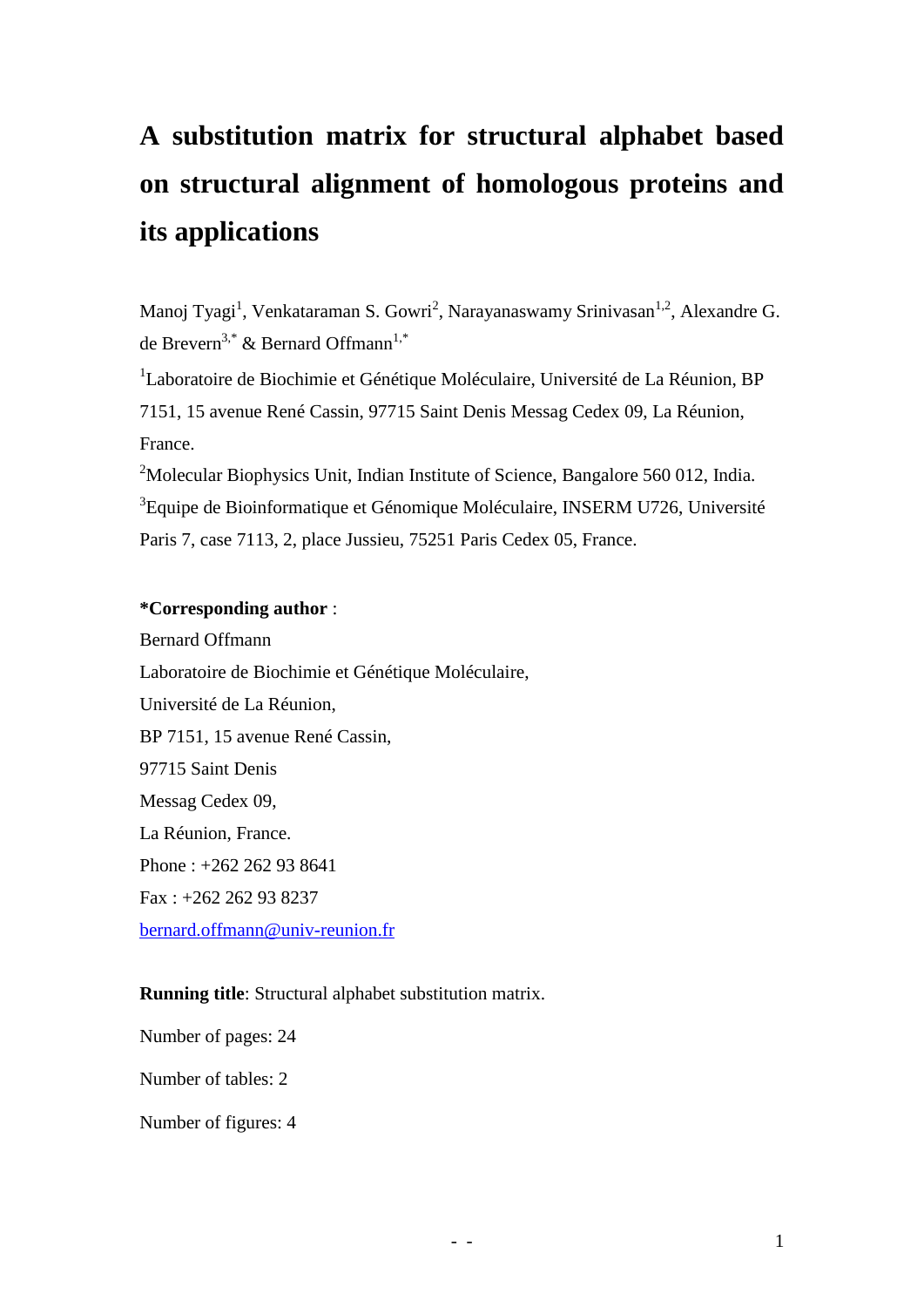# A substitution matrix for structural alphabet based on structural alignment of homologous proteins and its applications

Manoj Tyagi[1], Venkataraman S. Gowri[2], Narayanaswamy Srinivasan[1,2], Alexandre G. de Brevern[3,*] & Bernard Offmann[1,*]

[1]Laboratoire de Biochimie et Génétique Moléculaire, Université de La Réunion, BP 7151, 15 avenue René Cassin, 97715 Saint Denis Messag Cedex 09, La Réunion, France.

[2]Molecular Biophysics Unit, Indian Institute of Science, Bangalore 560 012, India.

[3]Equipe de Bioinformatique et Génomique Moléculaire, INSERM U726, Université Paris 7, case 7113, 2, place Jussieu, 75251 Paris Cedex 05, France.

**\*Corresponding author** :

Bernard Offmann

Laboratoire de Biochimie et Génétique Moléculaire,

Université de La Réunion,

BP 7151, 15 avenue René Cassin,

97715 Saint Denis

Messag Cedex 09,

La Réunion, France.

Phone : +262 262 93 8641

Fax : +262 262 93 8237

bernard.offmann@univ-reunion.fr

**Running title**: Structural alphabet substitution matrix.

Number of pages: 24

Number of tables: 2

Number of figures: 4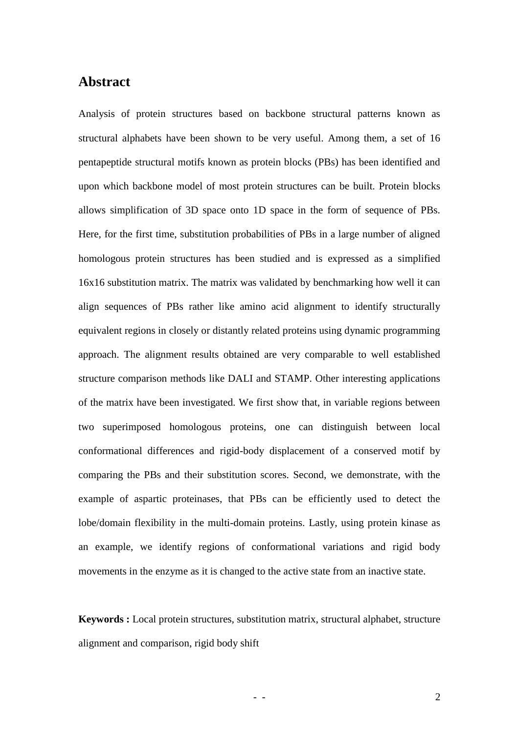## Abstract

Analysis of protein structures based on backbone structural patterns known as structural alphabets have been shown to be very useful. Among them, a set of 16 pentapeptide structural motifs known as protein blocks (PBs) has been identified and upon which backbone model of most protein structures can be built. Protein blocks allows simplification of 3D space onto 1D space in the form of sequence of PBs. Here, for the first time, substitution probabilities of PBs in a large number of aligned homologous protein structures has been studied and is expressed as a simplified 16x16 substitution matrix. The matrix was validated by benchmarking how well it can align sequences of PBs rather like amino acid alignment to identify structurally equivalent regions in closely or distantly related proteins using dynamic programming approach. The alignment results obtained are very comparable to well established structure comparison methods like DALI and STAMP. Other interesting applications of the matrix have been investigated. We first show that, in variable regions between two superimposed homologous proteins, one can distinguish between local conformational differences and rigid-body displacement of a conserved motif by comparing the PBs and their substitution scores. Second, we demonstrate, with the example of aspartic proteinases, that PBs can be efficiently used to detect the lobe/domain flexibility in the multi-domain proteins. Lastly, using protein kinase as an example, we identify regions of conformational variations and rigid body movements in the enzyme as it is changed to the active state from an inactive state.

**Keywords :** Local protein structures, substitution matrix, structural alphabet, structure alignment and comparison, rigid body shift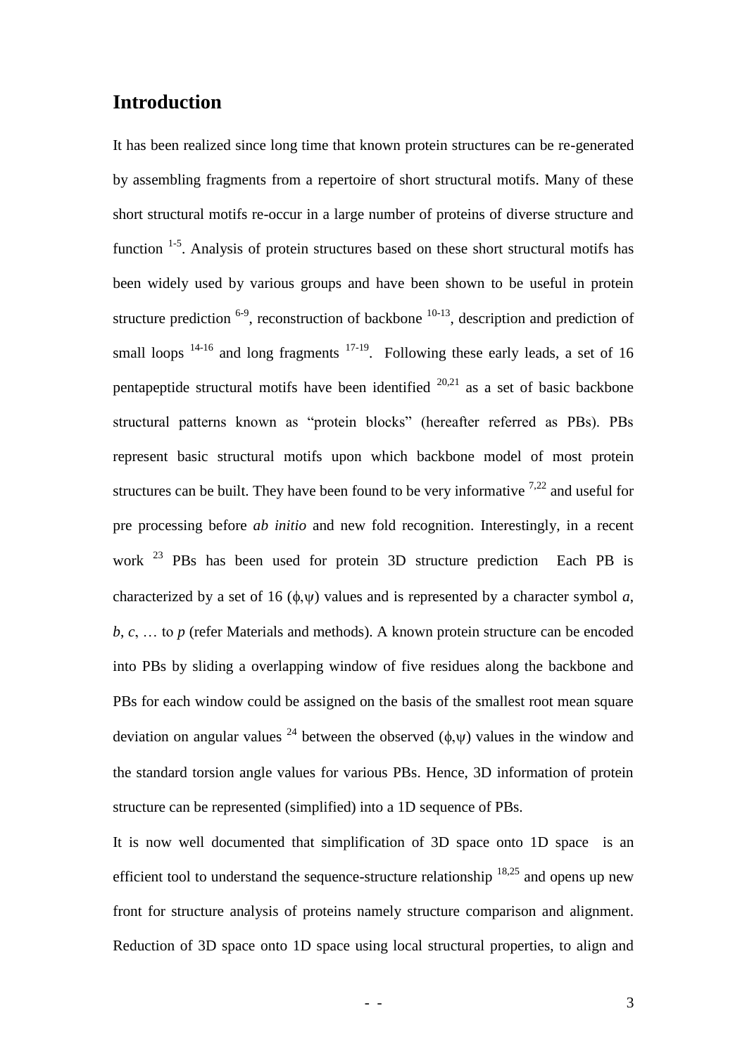## Introduction

It has been realized since long time that known protein structures can be re-generated by assembling fragments from a repertoire of short structural motifs. Many of these short structural motifs re-occur in a large number of proteins of diverse structure and function [1-5]. Analysis of protein structures based on these short structural motifs has been widely used by various groups and have been shown to be useful in protein structure prediction [6-9], reconstruction of backbone [10-13], description and prediction of small loops [14-16] and long fragments [17-19]. Following these early leads, a set of 16 pentapeptide structural motifs have been identified [20,21] as a set of basic backbone structural patterns known as "protein blocks" (hereafter referred as PBs). PBs represent basic structural motifs upon which backbone model of most protein structures can be built. They have been found to be very informative [7,22] and useful for pre processing before *ab initio* and new fold recognition. Interestingly, in a recent work [23] PBs has been used for protein 3D structure prediction  Each PB is characterized by a set of 16 ($\phi$,$\psi$) values and is represented by a character symbol *a*, *b*, *c*, … to *p* (refer Materials and methods). A known protein structure can be encoded into PBs by sliding a overlapping window of five residues along the backbone and PBs for each window could be assigned on the basis of the smallest root mean square deviation on angular values [24] between the observed ($\phi$,$\psi$) values in the window and the standard torsion angle values for various PBs. Hence, 3D information of protein structure can be represented (simplified) into a 1D sequence of PBs.

It is now well documented that simplification of 3D space onto 1D space is an efficient tool to understand the sequence-structure relationship [18,25] and opens up new front for structure analysis of proteins namely structure comparison and alignment. Reduction of 3D space onto 1D space using local structural properties, to align and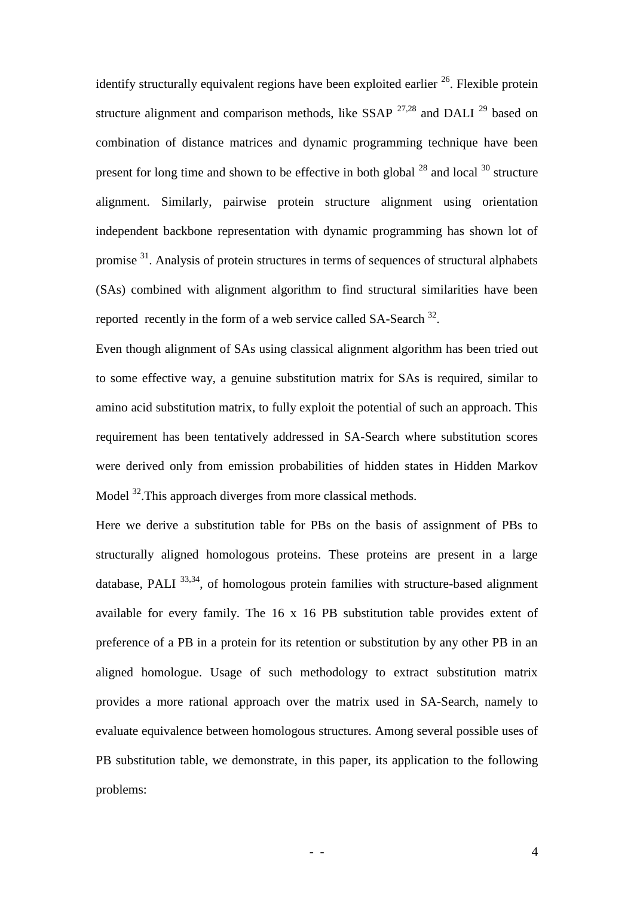identify structurally equivalent regions have been exploited earlier [26]. Flexible protein structure alignment and comparison methods, like SSAP [27,28] and DALI [29] based on combination of distance matrices and dynamic programming technique have been present for long time and shown to be effective in both global [28] and local [30] structure alignment. Similarly, pairwise protein structure alignment using orientation independent backbone representation with dynamic programming has shown lot of promise [31]. Analysis of protein structures in terms of sequences of structural alphabets (SAs) combined with alignment algorithm to find structural similarities have been reported recently in the form of a web service called SA-Search [32].

Even though alignment of SAs using classical alignment algorithm has been tried out to some effective way, a genuine substitution matrix for SAs is required, similar to amino acid substitution matrix, to fully exploit the potential of such an approach. This requirement has been tentatively addressed in SA-Search where substitution scores were derived only from emission probabilities of hidden states in Hidden Markov Model [32].This approach diverges from more classical methods.

Here we derive a substitution table for PBs on the basis of assignment of PBs to structurally aligned homologous proteins. These proteins are present in a large database, PALI [33,34], of homologous protein families with structure-based alignment available for every family. The 16 x 16 PB substitution table provides extent of preference of a PB in a protein for its retention or substitution by any other PB in an aligned homologue. Usage of such methodology to extract substitution matrix provides a more rational approach over the matrix used in SA-Search, namely to evaluate equivalence between homologous structures. Among several possible uses of PB substitution table, we demonstrate, in this paper, its application to the following problems: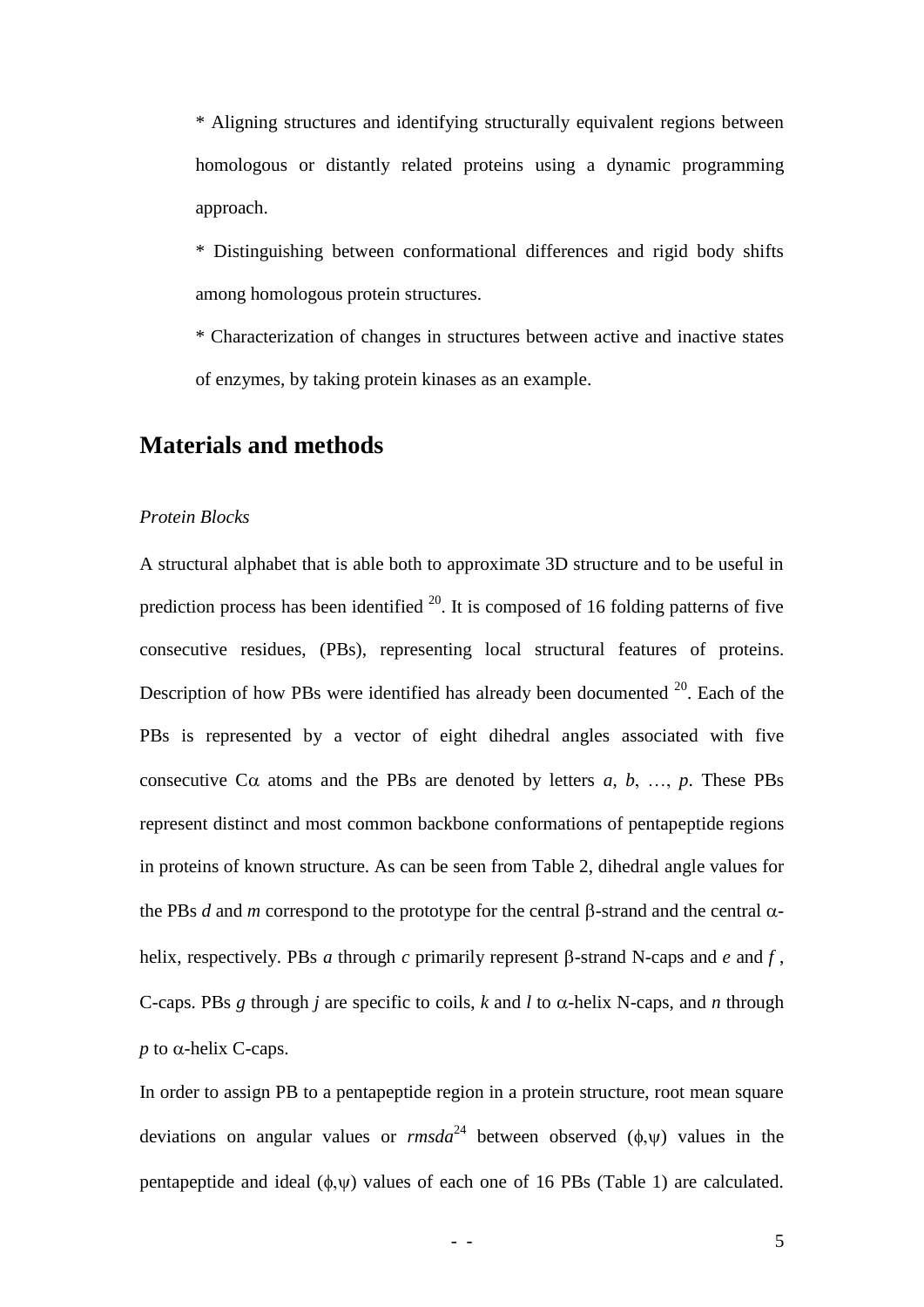* Aligning structures and identifying structurally equivalent regions between homologous or distantly related proteins using a dynamic programming approach.

* Distinguishing between conformational differences and rigid body shifts among homologous protein structures.

* Characterization of changes in structures between active and inactive states of enzymes, by taking protein kinases as an example.

## Materials and methods

### *Protein Blocks*

A structural alphabet that is able both to approximate 3D structure and to be useful in prediction process has been identified [20]. It is composed of 16 folding patterns of five consecutive residues, (PBs), representing local structural features of proteins. Description of how PBs were identified has already been documented [20]. Each of the PBs is represented by a vector of eight dihedral angles associated with five consecutive Cα atoms and the PBs are denoted by letters *a*, *b*, …, *p*. These PBs represent distinct and most common backbone conformations of pentapeptide regions in proteins of known structure. As can be seen from Table 2, dihedral angle values for the PBs *d* and *m* correspond to the prototype for the central β-strand and the central α-helix, respectively. PBs *a* through *c* primarily represent β-strand N-caps and *e* and *f* , C-caps. PBs *g* through *j* are specific to coils, *k* and *l* to α-helix N-caps, and *n* through *p* to α-helix C-caps.

In order to assign PB to a pentapeptide region in a protein structure, root mean square deviations on angular values or *rmsda*[24] between observed $(\phi,\psi)$ values in the pentapeptide and ideal $(\phi,\psi)$ values of each one of 16 PBs (Table 1) are calculated.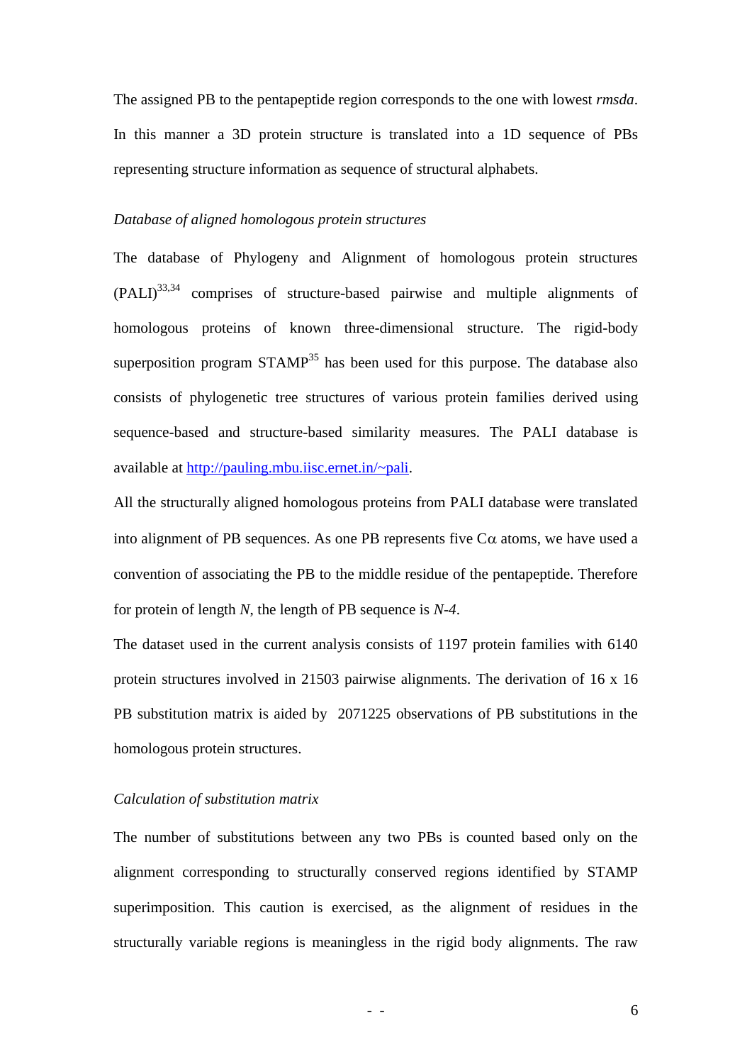The assigned PB to the pentapeptide region corresponds to the one with lowest *rmsda*. In this manner a 3D protein structure is translated into a 1D sequence of PBs representing structure information as sequence of structural alphabets.

*Database of aligned homologous protein structures*

The database of Phylogeny and Alignment of homologous protein structures (PALI)[33,34] comprises of structure-based pairwise and multiple alignments of homologous proteins of known three-dimensional structure. The rigid-body superposition program STAMP[35] has been used for this purpose. The database also consists of phylogenetic tree structures of various protein families derived using sequence-based and structure-based similarity measures. The PALI database is available at http://pauling.mbu.iisc.ernet.in/~pali.

All the structurally aligned homologous proteins from PALI database were translated into alignment of PB sequences. As one PB represents five $C\alpha$ atoms, we have used a convention of associating the PB to the middle residue of the pentapeptide. Therefore for protein of length $N$, the length of PB sequence is $N-4$.

The dataset used in the current analysis consists of 1197 protein families with 6140 protein structures involved in 21503 pairwise alignments. The derivation of 16 x 16 PB substitution matrix is aided by 2071225 observations of PB substitutions in the homologous protein structures.

*Calculation of substitution matrix*

The number of substitutions between any two PBs is counted based only on the alignment corresponding to structurally conserved regions identified by STAMP superimposition. This caution is exercised, as the alignment of residues in the structurally variable regions is meaningless in the rigid body alignments. The raw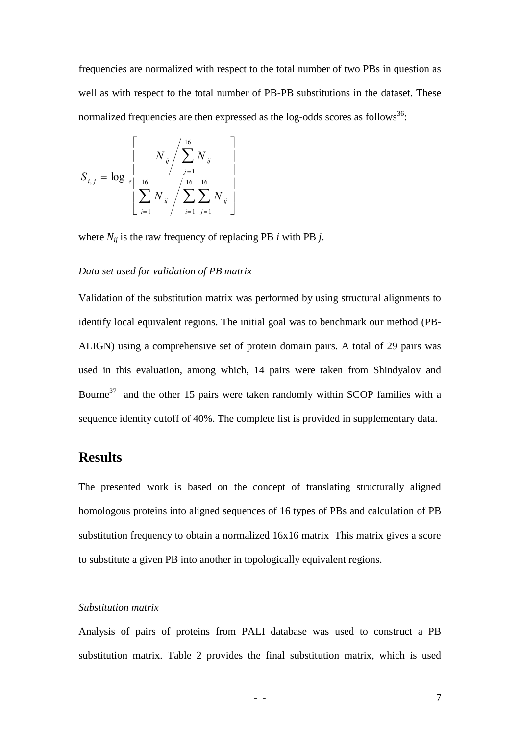frequencies are normalized with respect to the total number of two PBs in question as well as with respect to the total number of PB-PB substitutions in the dataset. These normalized frequencies are then expressed as the log-odds scores as follows[36]:

$$S_{i,j} = \log_e \left[ \frac{N_{ij} \Big/ \sum_{j=1}^{16} N_{ij}}{\sum_{i=1}^{16} N_{ij} \Big/ \sum_{i=1}^{16} \sum_{j=1}^{16} N_{ij}} \right]$$

where $N_{ij}$ is the raw frequency of replacing PB $i$ with PB $j$.

*Data set used for validation of PB matrix*

Validation of the substitution matrix was performed by using structural alignments to identify local equivalent regions. The initial goal was to benchmark our method (PB-ALIGN) using a comprehensive set of protein domain pairs. A total of 29 pairs was used in this evaluation, among which, 14 pairs were taken from Shindyalov and Bourne[37] and the other 15 pairs were taken randomly within SCOP families with a sequence identity cutoff of 40%. The complete list is provided in supplementary data.

## Results

The presented work is based on the concept of translating structurally aligned homologous proteins into aligned sequences of 16 types of PBs and calculation of PB substitution frequency to obtain a normalized 16x16 matrix This matrix gives a score to substitute a given PB into another in topologically equivalent regions.

*Substitution matrix*

Analysis of pairs of proteins from PALI database was used to construct a PB substitution matrix. Table 2 provides the final substitution matrix, which is used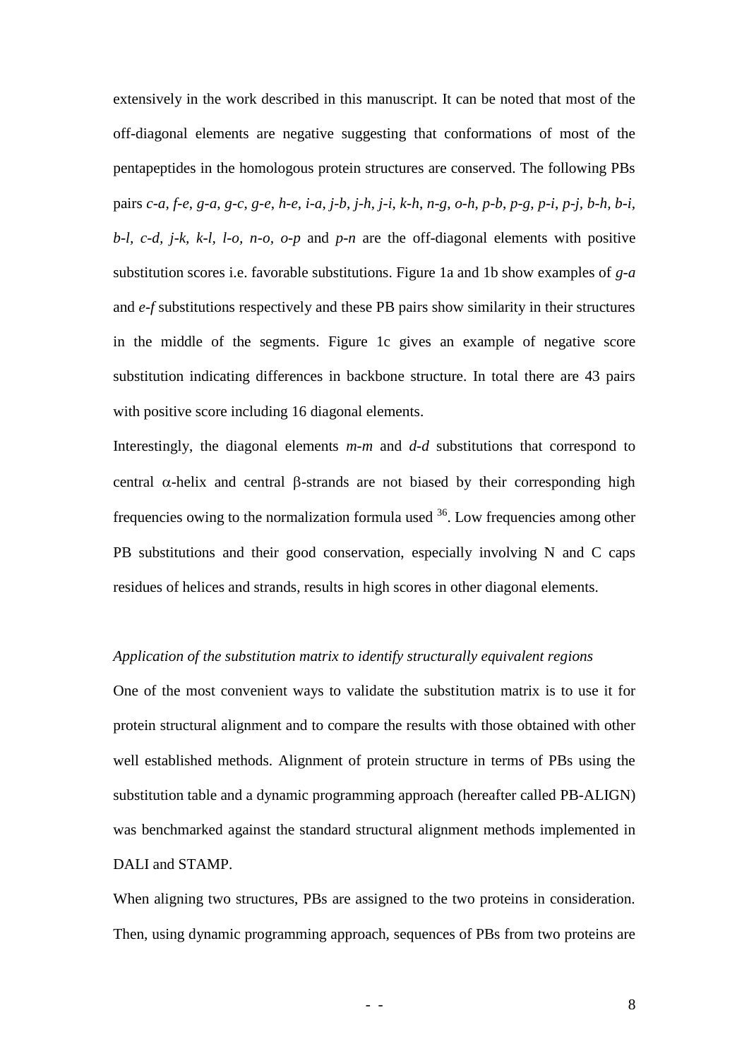extensively in the work described in this manuscript. It can be noted that most of the off-diagonal elements are negative suggesting that conformations of most of the pentapeptides in the homologous protein structures are conserved. The following PBs pairs *c-a*, *f-e*, *g-a*, *g-c*, *g-e*, *h-e*, *i-a*, *j-b*, *j-h*, *j-i*, *k-h*, *n-g*, *o-h*, *p-b*, *p-g*, *p-i*, *p-j*, *b-h*, *b-i*, *b-l*, *c-d*, *j-k*, *k-l*, *l-o*, *n-o*, *o-p* and *p-n* are the off-diagonal elements with positive substitution scores i.e. favorable substitutions. Figure 1a and 1b show examples of *g-a* and *e-f* substitutions respectively and these PB pairs show similarity in their structures in the middle of the segments. Figure 1c gives an example of negative score substitution indicating differences in backbone structure. In total there are 43 pairs with positive score including 16 diagonal elements.

Interestingly, the diagonal elements *m-m* and *d-d* substitutions that correspond to central $\alpha$-helix and central $\beta$-strands are not biased by their corresponding high frequencies owing to the normalization formula used [36]. Low frequencies among other PB substitutions and their good conservation, especially involving N and C caps residues of helices and strands, results in high scores in other diagonal elements.

*Application of the substitution matrix to identify structurally equivalent regions*

One of the most convenient ways to validate the substitution matrix is to use it for protein structural alignment and to compare the results with those obtained with other well established methods. Alignment of protein structure in terms of PBs using the substitution table and a dynamic programming approach (hereafter called PB-ALIGN) was benchmarked against the standard structural alignment methods implemented in DALI and STAMP.

When aligning two structures, PBs are assigned to the two proteins in consideration. Then, using dynamic programming approach, sequences of PBs from two proteins are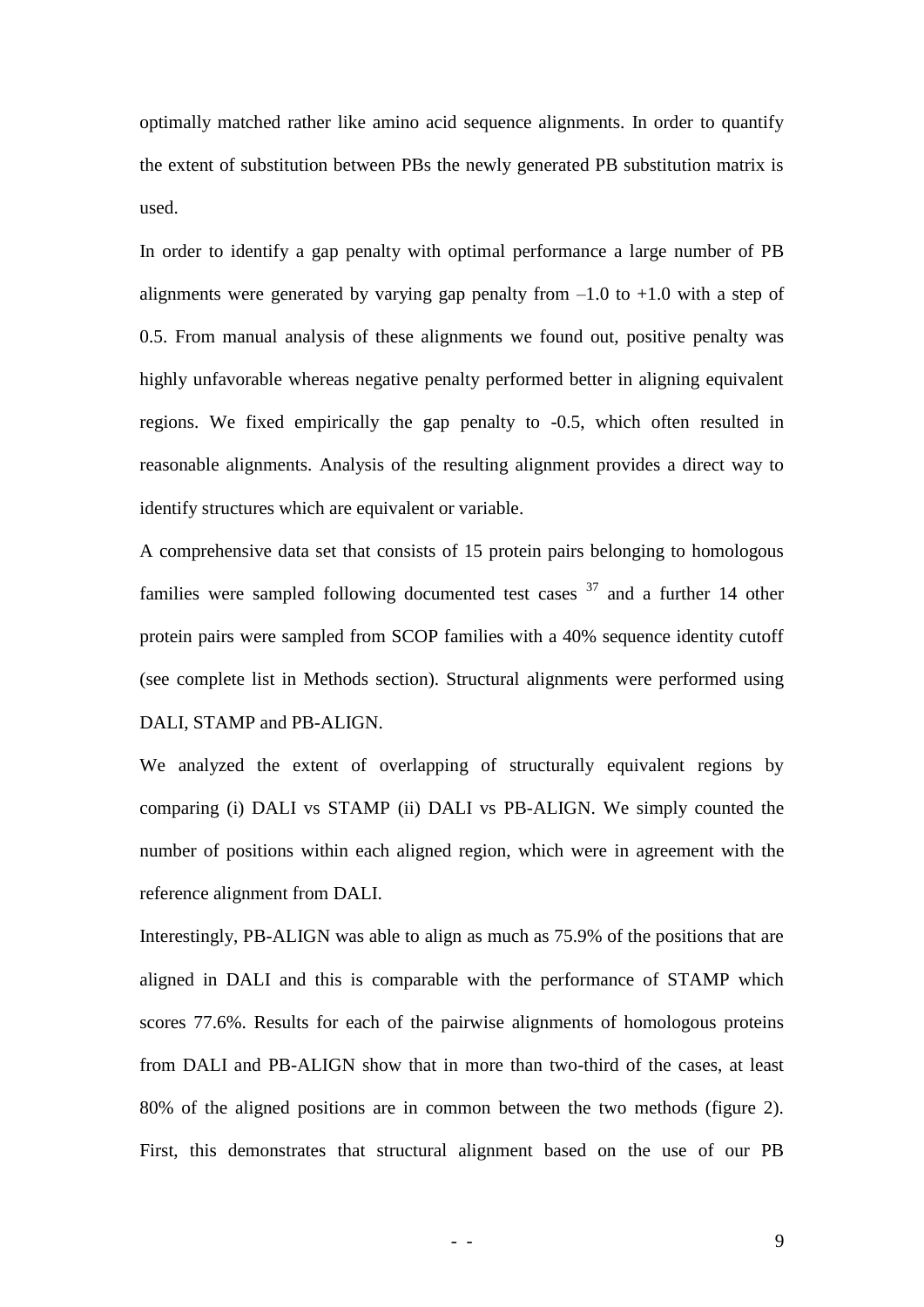optimally matched rather like amino acid sequence alignments. In order to quantify the extent of substitution between PBs the newly generated PB substitution matrix is used.

In order to identify a gap penalty with optimal performance a large number of PB alignments were generated by varying gap penalty from –1.0 to +1.0 with a step of 0.5. From manual analysis of these alignments we found out, positive penalty was highly unfavorable whereas negative penalty performed better in aligning equivalent regions. We fixed empirically the gap penalty to -0.5, which often resulted in reasonable alignments. Analysis of the resulting alignment provides a direct way to identify structures which are equivalent or variable.

A comprehensive data set that consists of 15 protein pairs belonging to homologous families were sampled following documented test cases [37] and a further 14 other protein pairs were sampled from SCOP families with a 40% sequence identity cutoff (see complete list in Methods section). Structural alignments were performed using DALI, STAMP and PB-ALIGN.

We analyzed the extent of overlapping of structurally equivalent regions by comparing (i) DALI vs STAMP (ii) DALI vs PB-ALIGN. We simply counted the number of positions within each aligned region, which were in agreement with the reference alignment from DALI.

Interestingly, PB-ALIGN was able to align as much as 75.9% of the positions that are aligned in DALI and this is comparable with the performance of STAMP which scores 77.6%. Results for each of the pairwise alignments of homologous proteins from DALI and PB-ALIGN show that in more than two-third of the cases, at least 80% of the aligned positions are in common between the two methods (figure 2). First, this demonstrates that structural alignment based on the use of our PB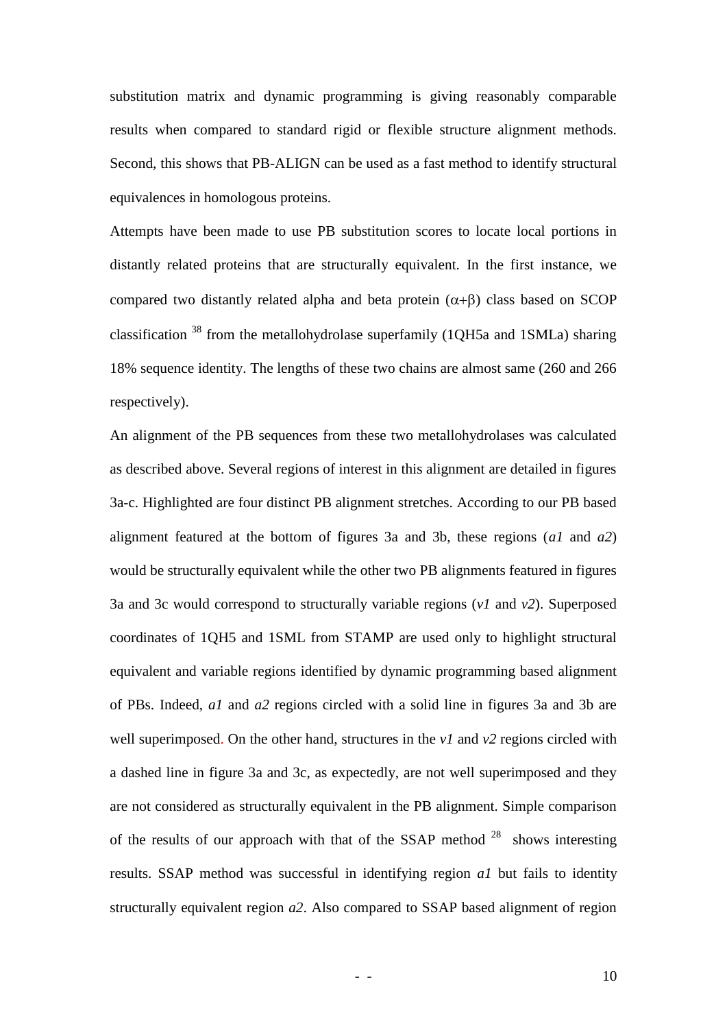substitution matrix and dynamic programming is giving reasonably comparable results when compared to standard rigid or flexible structure alignment methods. Second, this shows that PB-ALIGN can be used as a fast method to identify structural equivalences in homologous proteins.

Attempts have been made to use PB substitution scores to locate local portions in distantly related proteins that are structurally equivalent. In the first instance, we compared two distantly related alpha and beta protein ($\alpha$+$\beta$) class based on SCOP classification [38] from the metallohydrolase superfamily (1QH5a and 1SMLa) sharing 18% sequence identity. The lengths of these two chains are almost same (260 and 266 respectively).

An alignment of the PB sequences from these two metallohydrolases was calculated as described above. Several regions of interest in this alignment are detailed in figures 3a-c. Highlighted are four distinct PB alignment stretches. According to our PB based alignment featured at the bottom of figures 3a and 3b, these regions (*a1* and *a2*) would be structurally equivalent while the other two PB alignments featured in figures 3a and 3c would correspond to structurally variable regions (*v1* and *v2*). Superposed coordinates of 1QH5 and 1SML from STAMP are used only to highlight structural equivalent and variable regions identified by dynamic programming based alignment of PBs. Indeed, *a1* and *a2* regions circled with a solid line in figures 3a and 3b are well superimposed. On the other hand, structures in the *v1* and *v2* regions circled with a dashed line in figure 3a and 3c, as expectedly, are not well superimposed and they are not considered as structurally equivalent in the PB alignment. Simple comparison of the results of our approach with that of the SSAP method [28] shows interesting results. SSAP method was successful in identifying region *a1* but fails to identity structurally equivalent region *a2*. Also compared to SSAP based alignment of region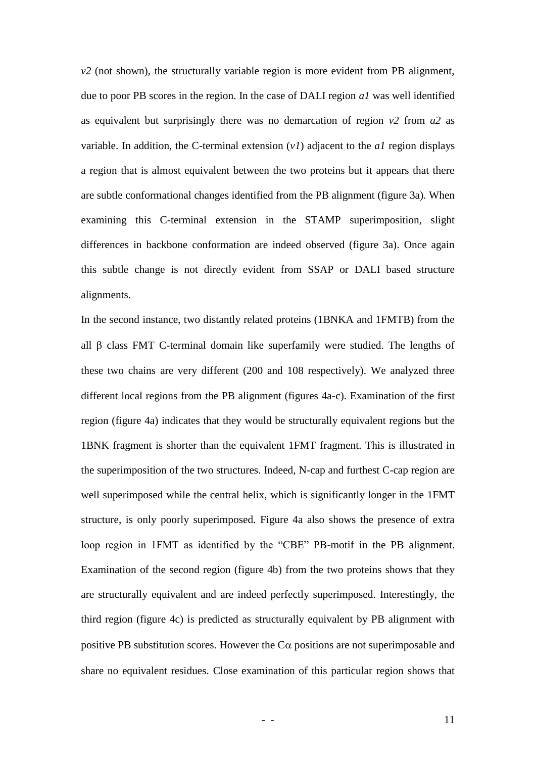*v2* (not shown), the structurally variable region is more evident from PB alignment, due to poor PB scores in the region. In the case of DALI region *a1* was well identified as equivalent but surprisingly there was no demarcation of region *v2* from *a2* as variable. In addition, the C-terminal extension (*v1*) adjacent to the *a1* region displays a region that is almost equivalent between the two proteins but it appears that there are subtle conformational changes identified from the PB alignment (figure 3a). When examining this C-terminal extension in the STAMP superimposition, slight differences in backbone conformation are indeed observed (figure 3a). Once again this subtle change is not directly evident from SSAP or DALI based structure alignments.

In the second instance, two distantly related proteins (1BNKA and 1FMTB) from the all β class FMT C-terminal domain like superfamily were studied. The lengths of these two chains are very different (200 and 108 respectively). We analyzed three different local regions from the PB alignment (figures 4a-c). Examination of the first region (figure 4a) indicates that they would be structurally equivalent regions but the 1BNK fragment is shorter than the equivalent 1FMT fragment. This is illustrated in the superimposition of the two structures. Indeed, N-cap and furthest C-cap region are well superimposed while the central helix, which is significantly longer in the 1FMT structure, is only poorly superimposed. Figure 4a also shows the presence of extra loop region in 1FMT as identified by the "CBE" PB-motif in the PB alignment. Examination of the second region (figure 4b) from the two proteins shows that they are structurally equivalent and are indeed perfectly superimposed. Interestingly, the third region (figure 4c) is predicted as structurally equivalent by PB alignment with positive PB substitution scores. However the Cα positions are not superimposable and share no equivalent residues. Close examination of this particular region shows that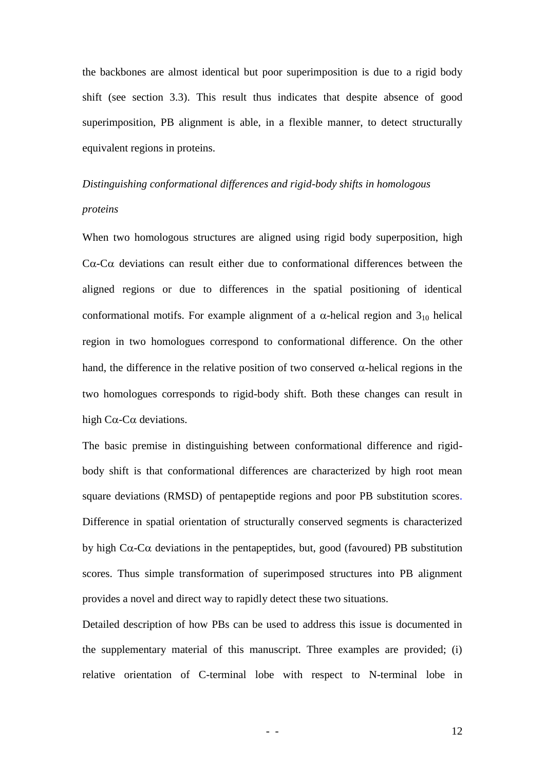the backbones are almost identical but poor superimposition is due to a rigid body shift (see section 3.3). This result thus indicates that despite absence of good superimposition, PB alignment is able, in a flexible manner, to detect structurally equivalent regions in proteins.

*Distinguishing conformational differences and rigid-body shifts in homologous proteins*

When two homologous structures are aligned using rigid body superposition, high Cα-Cα deviations can result either due to conformational differences between the aligned regions or due to differences in the spatial positioning of identical conformational motifs. For example alignment of a α-helical region and $3_{10}$ helical region in two homologues correspond to conformational difference. On the other hand, the difference in the relative position of two conserved α-helical regions in the two homologues corresponds to rigid-body shift. Both these changes can result in high Cα-Cα deviations.

The basic premise in distinguishing between conformational difference and rigid-body shift is that conformational differences are characterized by high root mean square deviations (RMSD) of pentapeptide regions and poor PB substitution scores. Difference in spatial orientation of structurally conserved segments is characterized by high Cα-Cα deviations in the pentapeptides, but, good (favoured) PB substitution scores. Thus simple transformation of superimposed structures into PB alignment provides a novel and direct way to rapidly detect these two situations.

Detailed description of how PBs can be used to address this issue is documented in the supplementary material of this manuscript. Three examples are provided; (i) relative orientation of C-terminal lobe with respect to N-terminal lobe in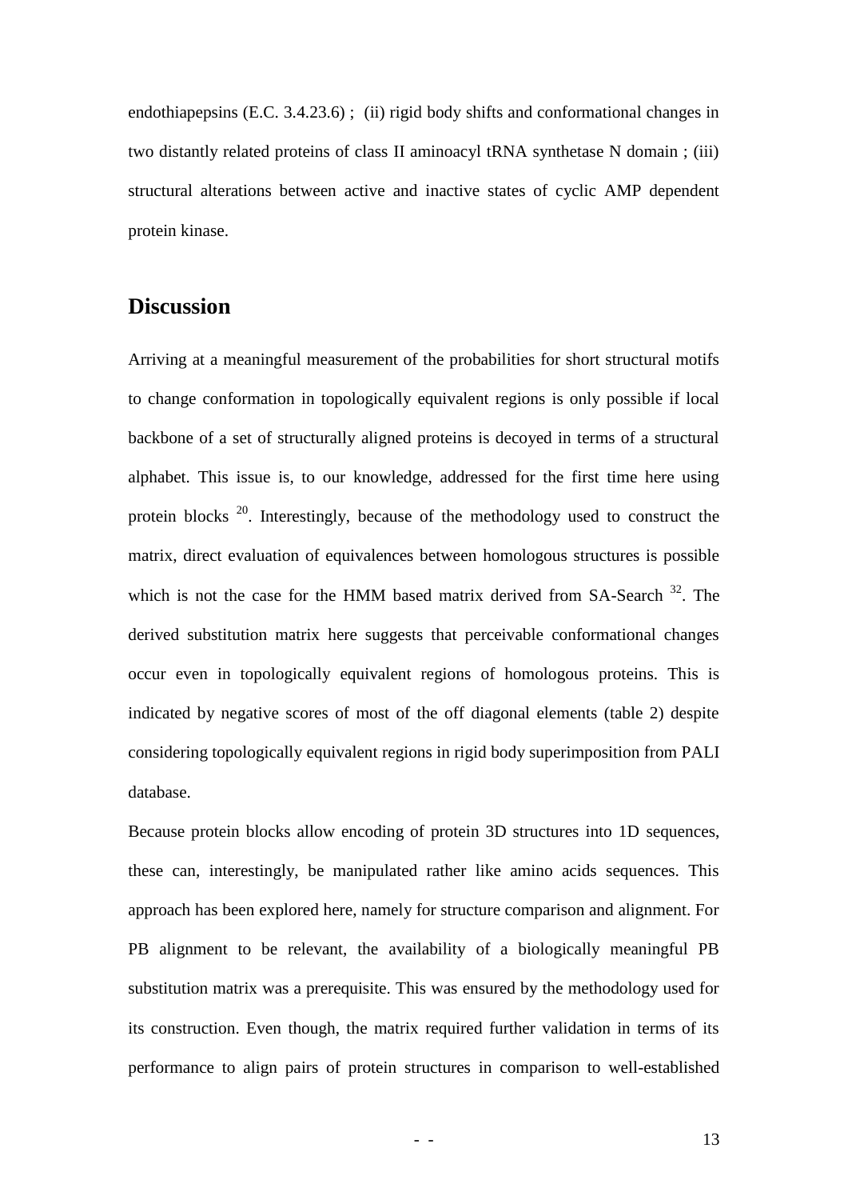endothiapepsins (E.C. 3.4.23.6) ; (ii) rigid body shifts and conformational changes in two distantly related proteins of class II aminoacyl tRNA synthetase N domain ; (iii) structural alterations between active and inactive states of cyclic AMP dependent protein kinase.

## Discussion

Arriving at a meaningful measurement of the probabilities for short structural motifs to change conformation in topologically equivalent regions is only possible if local backbone of a set of structurally aligned proteins is decoyed in terms of a structural alphabet. This issue is, to our knowledge, addressed for the first time here using protein blocks [20]. Interestingly, because of the methodology used to construct the matrix, direct evaluation of equivalences between homologous structures is possible which is not the case for the HMM based matrix derived from SA-Search [32]. The derived substitution matrix here suggests that perceivable conformational changes occur even in topologically equivalent regions of homologous proteins. This is indicated by negative scores of most of the off diagonal elements (table 2) despite considering topologically equivalent regions in rigid body superimposition from PALI database.

Because protein blocks allow encoding of protein 3D structures into 1D sequences, these can, interestingly, be manipulated rather like amino acids sequences. This approach has been explored here, namely for structure comparison and alignment. For PB alignment to be relevant, the availability of a biologically meaningful PB substitution matrix was a prerequisite. This was ensured by the methodology used for its construction. Even though, the matrix required further validation in terms of its performance to align pairs of protein structures in comparison to well-established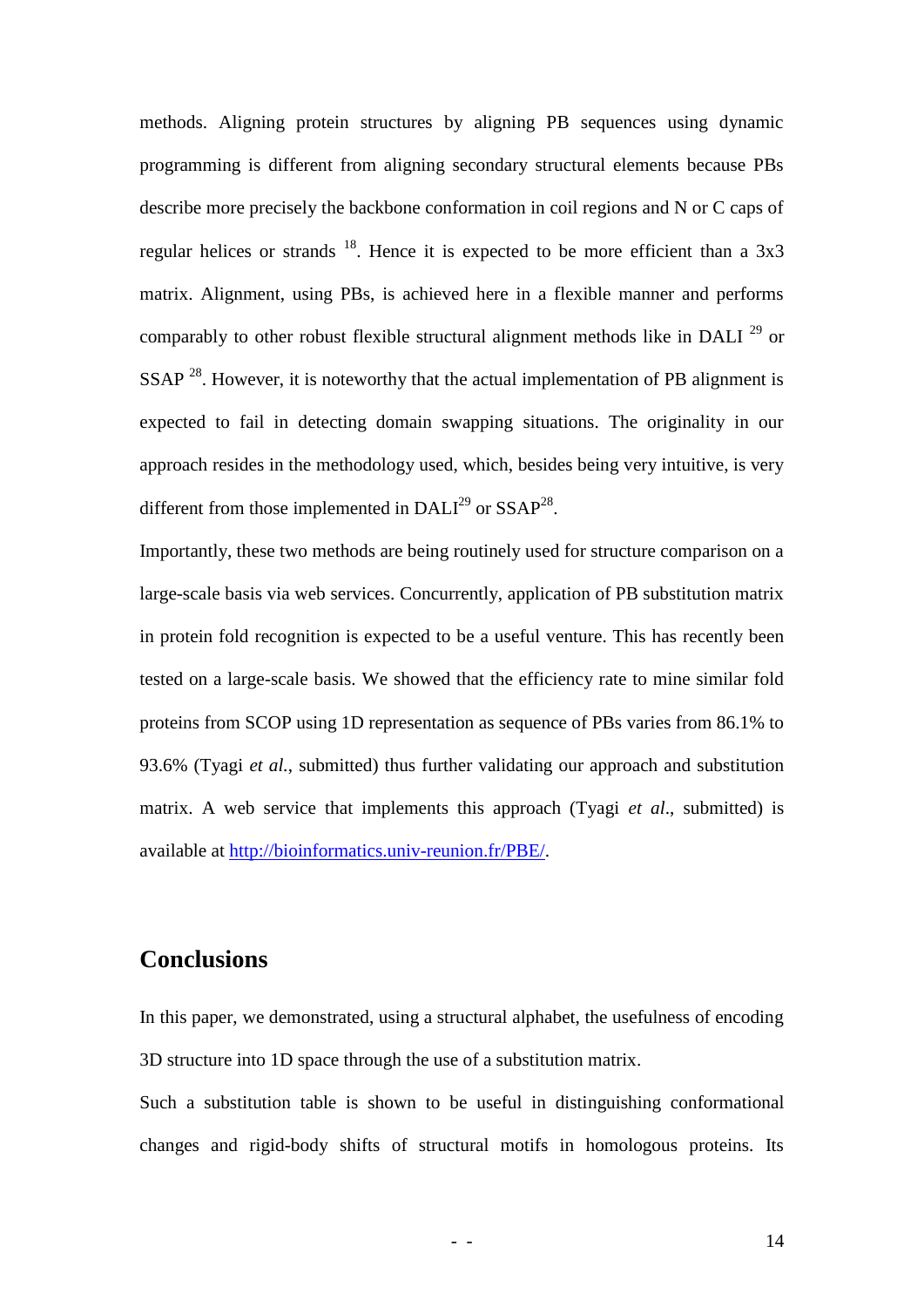methods. Aligning protein structures by aligning PB sequences using dynamic programming is different from aligning secondary structural elements because PBs describe more precisely the backbone conformation in coil regions and N or C caps of regular helices or strands [18]. Hence it is expected to be more efficient than a 3x3 matrix. Alignment, using PBs, is achieved here in a flexible manner and performs comparably to other robust flexible structural alignment methods like in DALI [29] or SSAP [28]. However, it is noteworthy that the actual implementation of PB alignment is expected to fail in detecting domain swapping situations. The originality in our approach resides in the methodology used, which, besides being very intuitive, is very different from those implemented in DALI[29] or SSAP[28].

Importantly, these two methods are being routinely used for structure comparison on a large-scale basis via web services. Concurrently, application of PB substitution matrix in protein fold recognition is expected to be a useful venture. This has recently been tested on a large-scale basis. We showed that the efficiency rate to mine similar fold proteins from SCOP using 1D representation as sequence of PBs varies from 86.1% to 93.6% (Tyagi *et al.*, submitted) thus further validating our approach and substitution matrix. A web service that implements this approach (Tyagi *et al*., submitted) is available at http://bioinformatics.univ-reunion.fr/PBE/.

## Conclusions

In this paper, we demonstrated, using a structural alphabet, the usefulness of encoding 3D structure into 1D space through the use of a substitution matrix.

Such a substitution table is shown to be useful in distinguishing conformational changes and rigid-body shifts of structural motifs in homologous proteins. Its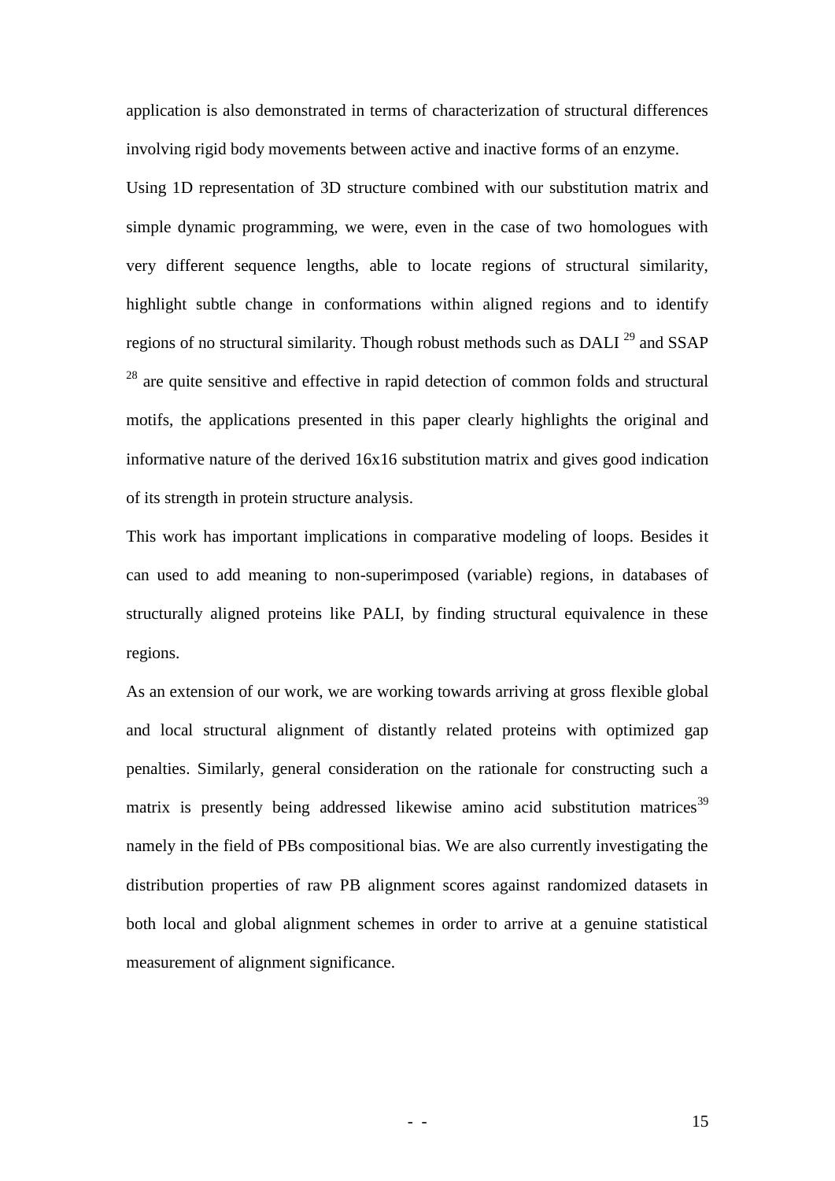application is also demonstrated in terms of characterization of structural differences involving rigid body movements between active and inactive forms of an enzyme.

Using 1D representation of 3D structure combined with our substitution matrix and simple dynamic programming, we were, even in the case of two homologues with very different sequence lengths, able to locate regions of structural similarity, highlight subtle change in conformations within aligned regions and to identify regions of no structural similarity. Though robust methods such as DALI [29] and SSAP [28] are quite sensitive and effective in rapid detection of common folds and structural motifs, the applications presented in this paper clearly highlights the original and informative nature of the derived 16x16 substitution matrix and gives good indication of its strength in protein structure analysis.

This work has important implications in comparative modeling of loops. Besides it can used to add meaning to non-superimposed (variable) regions, in databases of structurally aligned proteins like PALI, by finding structural equivalence in these regions.

As an extension of our work, we are working towards arriving at gross flexible global and local structural alignment of distantly related proteins with optimized gap penalties. Similarly, general consideration on the rationale for constructing such a matrix is presently being addressed likewise amino acid substitution matrices[39] namely in the field of PBs compositional bias. We are also currently investigating the distribution properties of raw PB alignment scores against randomized datasets in both local and global alignment schemes in order to arrive at a genuine statistical measurement of alignment significance.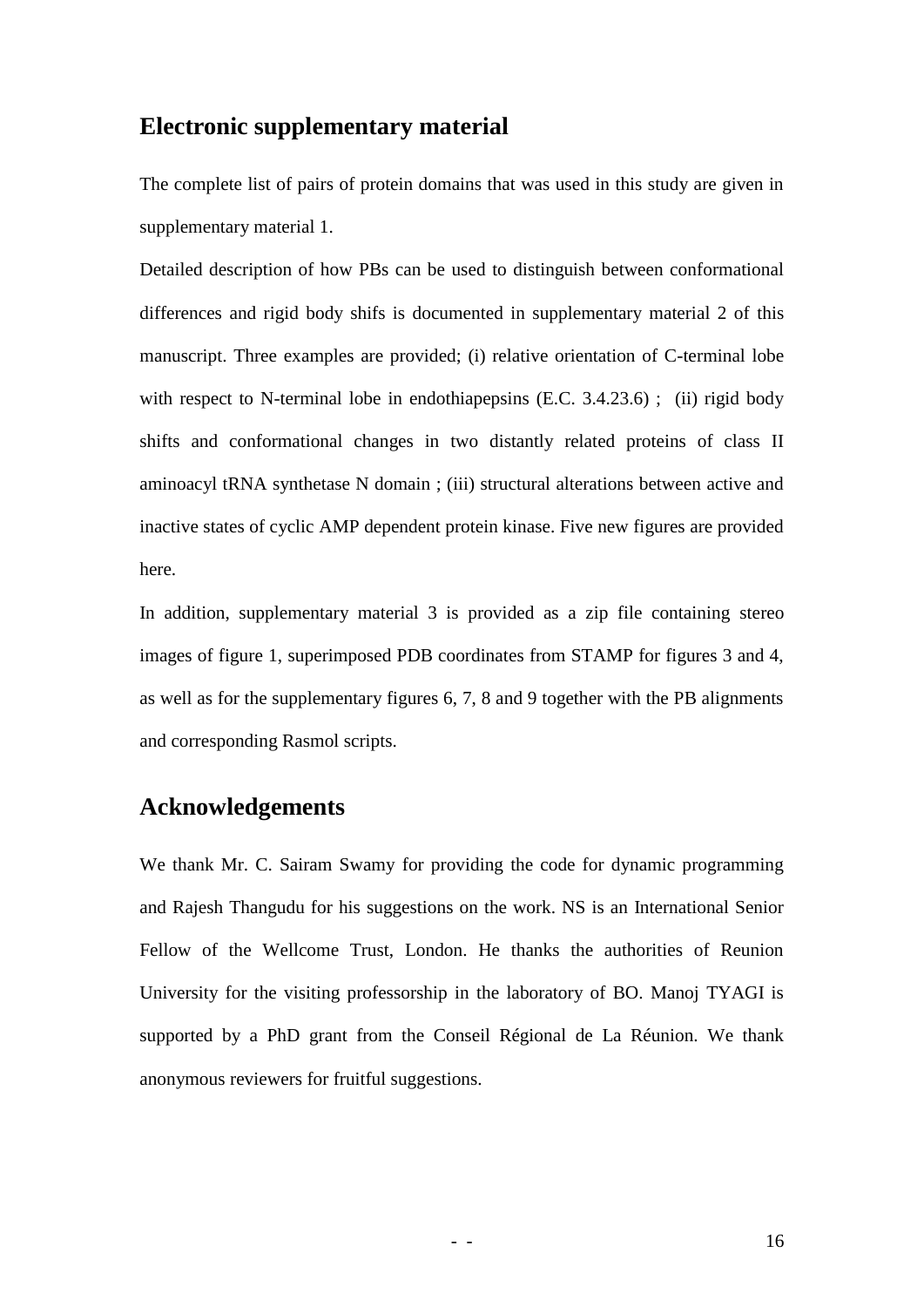## Electronic supplementary material

The complete list of pairs of protein domains that was used in this study are given in supplementary material 1.

Detailed description of how PBs can be used to distinguish between conformational differences and rigid body shifs is documented in supplementary material 2 of this manuscript. Three examples are provided; (i) relative orientation of C-terminal lobe with respect to N-terminal lobe in endothiapepsins (E.C. 3.4.23.6) ; (ii) rigid body shifts and conformational changes in two distantly related proteins of class II aminoacyl tRNA synthetase N domain ; (iii) structural alterations between active and inactive states of cyclic AMP dependent protein kinase. Five new figures are provided here.

In addition, supplementary material 3 is provided as a zip file containing stereo images of figure 1, superimposed PDB coordinates from STAMP for figures 3 and 4, as well as for the supplementary figures 6, 7, 8 and 9 together with the PB alignments and corresponding Rasmol scripts.

## Acknowledgements

We thank Mr. C. Sairam Swamy for providing the code for dynamic programming and Rajesh Thangudu for his suggestions on the work. NS is an International Senior Fellow of the Wellcome Trust, London. He thanks the authorities of Reunion University for the visiting professorship in the laboratory of BO. Manoj TYAGI is supported by a PhD grant from the Conseil Régional de La Réunion. We thank anonymous reviewers for fruitful suggestions.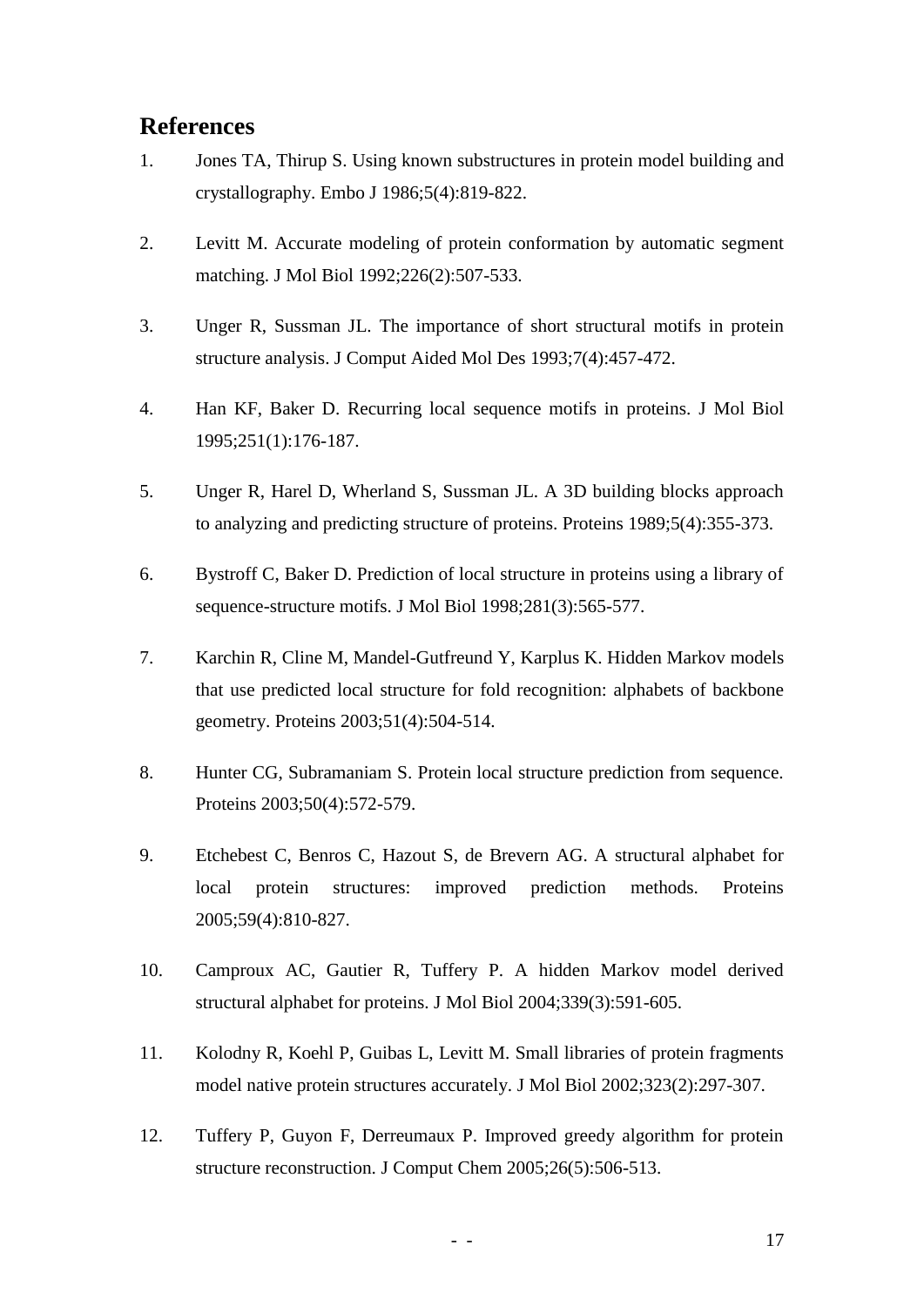## References

1. Jones TA, Thirup S. Using known substructures in protein model building and crystallography. Embo J 1986;5(4):819-822.

2. Levitt M. Accurate modeling of protein conformation by automatic segment matching. J Mol Biol 1992;226(2):507-533.

3. Unger R, Sussman JL. The importance of short structural motifs in protein structure analysis. J Comput Aided Mol Des 1993;7(4):457-472.

4. Han KF, Baker D. Recurring local sequence motifs in proteins. J Mol Biol 1995;251(1):176-187.

5. Unger R, Harel D, Wherland S, Sussman JL. A 3D building blocks approach to analyzing and predicting structure of proteins. Proteins 1989;5(4):355-373.

6. Bystroff C, Baker D. Prediction of local structure in proteins using a library of sequence-structure motifs. J Mol Biol 1998;281(3):565-577.

7. Karchin R, Cline M, Mandel-Gutfreund Y, Karplus K. Hidden Markov models that use predicted local structure for fold recognition: alphabets of backbone geometry. Proteins 2003;51(4):504-514.

8. Hunter CG, Subramaniam S. Protein local structure prediction from sequence. Proteins 2003;50(4):572-579.

9. Etchebest C, Benros C, Hazout S, de Brevern AG. A structural alphabet for local protein structures: improved prediction methods. Proteins 2005;59(4):810-827.

10. Camproux AC, Gautier R, Tuffery P. A hidden Markov model derived structural alphabet for proteins. J Mol Biol 2004;339(3):591-605.

11. Kolodny R, Koehl P, Guibas L, Levitt M. Small libraries of protein fragments model native protein structures accurately. J Mol Biol 2002;323(2):297-307.

12. Tuffery P, Guyon F, Derreumaux P. Improved greedy algorithm for protein structure reconstruction. J Comput Chem 2005;26(5):506-513.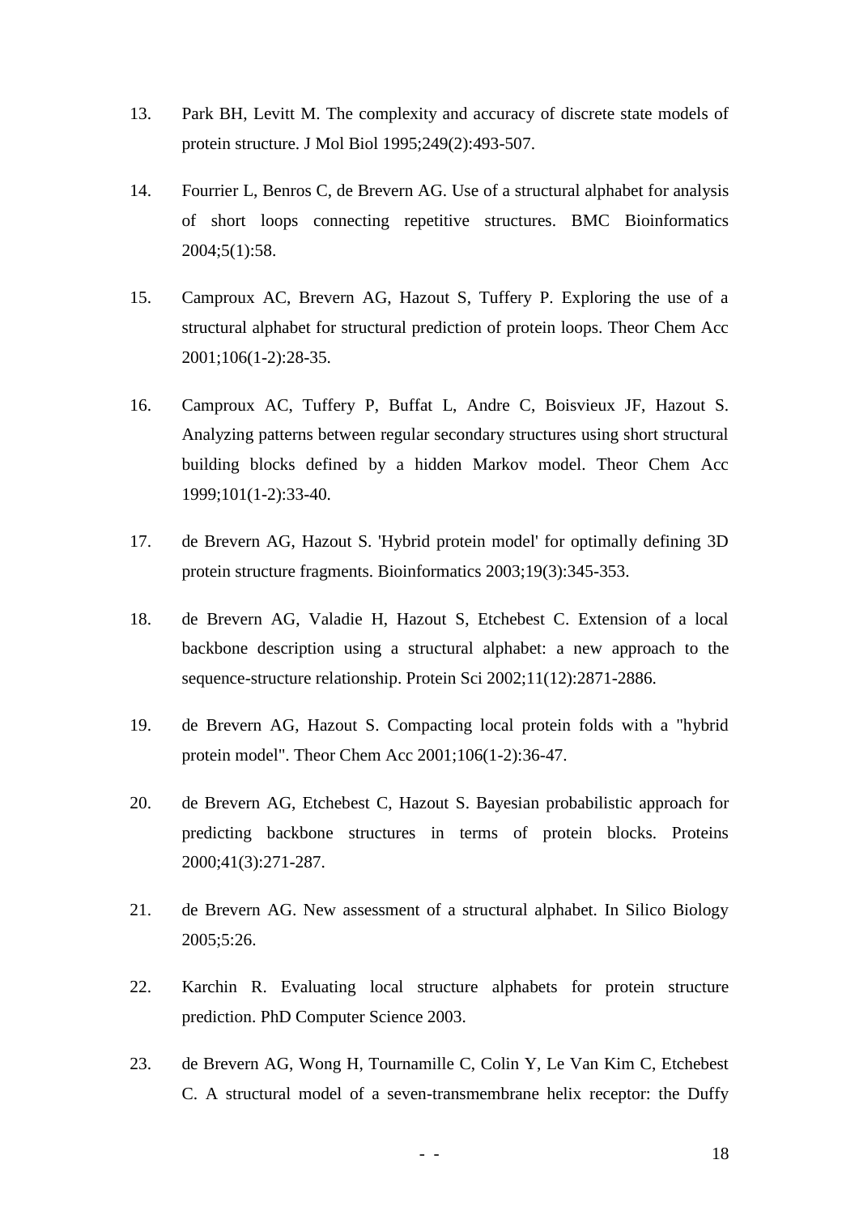13. Park BH, Levitt M. The complexity and accuracy of discrete state models of protein structure. J Mol Biol 1995;249(2):493-507.

14. Fourrier L, Benros C, de Brevern AG. Use of a structural alphabet for analysis of short loops connecting repetitive structures. BMC Bioinformatics 2004;5(1):58.

15. Camproux AC, Brevern AG, Hazout S, Tuffery P. Exploring the use of a structural alphabet for structural prediction of protein loops. Theor Chem Acc 2001;106(1-2):28-35.

16. Camproux AC, Tuffery P, Buffat L, Andre C, Boisvieux JF, Hazout S. Analyzing patterns between regular secondary structures using short structural building blocks defined by a hidden Markov model. Theor Chem Acc 1999;101(1-2):33-40.

17. de Brevern AG, Hazout S. 'Hybrid protein model' for optimally defining 3D protein structure fragments. Bioinformatics 2003;19(3):345-353.

18. de Brevern AG, Valadie H, Hazout S, Etchebest C. Extension of a local backbone description using a structural alphabet: a new approach to the sequence-structure relationship. Protein Sci 2002;11(12):2871-2886.

19. de Brevern AG, Hazout S. Compacting local protein folds with a "hybrid protein model". Theor Chem Acc 2001;106(1-2):36-47.

20. de Brevern AG, Etchebest C, Hazout S. Bayesian probabilistic approach for predicting backbone structures in terms of protein blocks. Proteins 2000;41(3):271-287.

21. de Brevern AG. New assessment of a structural alphabet. In Silico Biology 2005;5:26.

22. Karchin R. Evaluating local structure alphabets for protein structure prediction. PhD Computer Science 2003.

23. de Brevern AG, Wong H, Tournamille C, Colin Y, Le Van Kim C, Etchebest C. A structural model of a seven-transmembrane helix receptor: the Duffy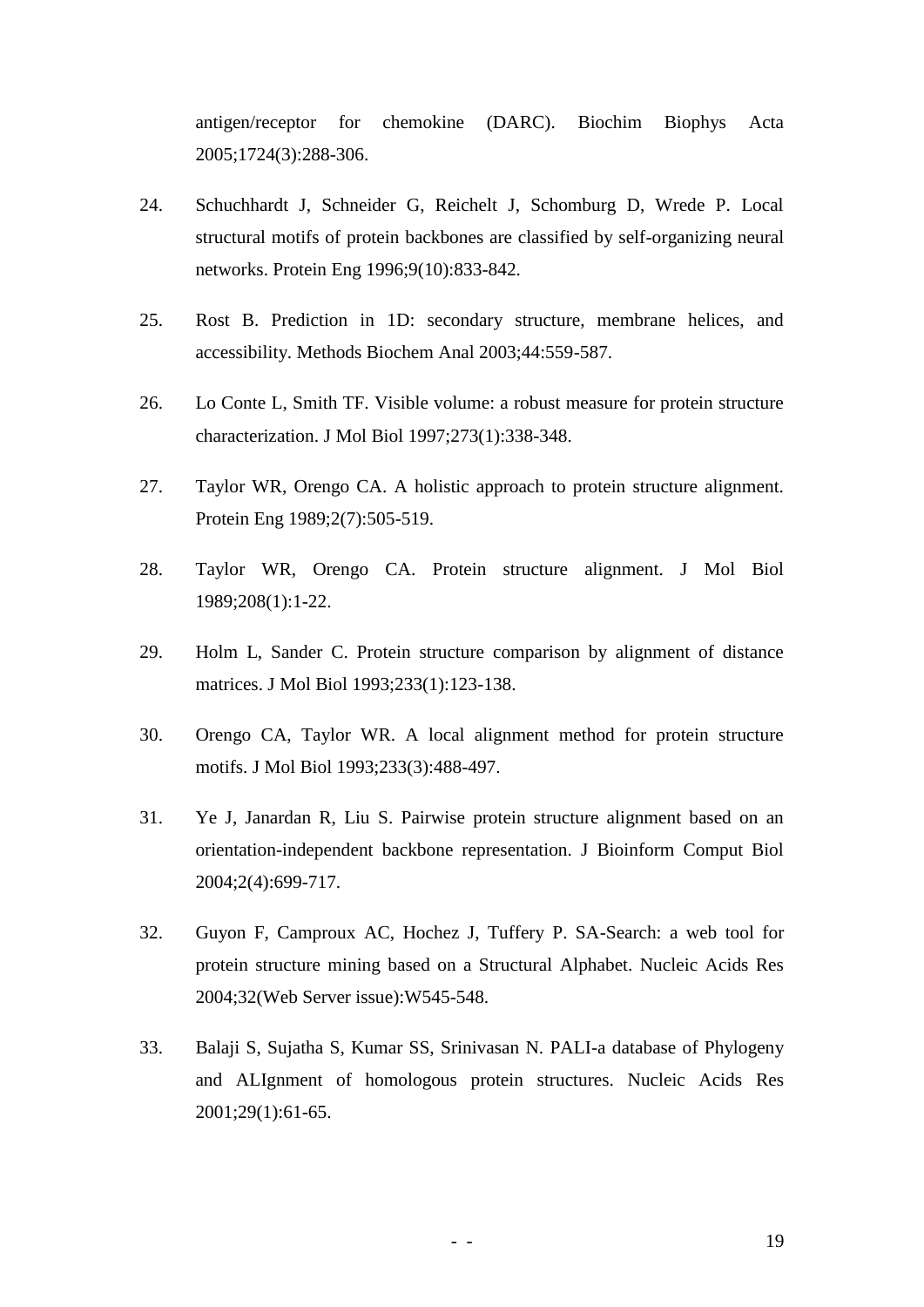antigen/receptor for chemokine (DARC). Biochim Biophys Acta 2005;1724(3):288-306.

24. Schuchhardt J, Schneider G, Reichelt J, Schomburg D, Wrede P. Local structural motifs of protein backbones are classified by self-organizing neural networks. Protein Eng 1996;9(10):833-842.

25. Rost B. Prediction in 1D: secondary structure, membrane helices, and accessibility. Methods Biochem Anal 2003;44:559-587.

26. Lo Conte L, Smith TF. Visible volume: a robust measure for protein structure characterization. J Mol Biol 1997;273(1):338-348.

27. Taylor WR, Orengo CA. A holistic approach to protein structure alignment. Protein Eng 1989;2(7):505-519.

28. Taylor WR, Orengo CA. Protein structure alignment. J Mol Biol 1989;208(1):1-22.

29. Holm L, Sander C. Protein structure comparison by alignment of distance matrices. J Mol Biol 1993;233(1):123-138.

30. Orengo CA, Taylor WR. A local alignment method for protein structure motifs. J Mol Biol 1993;233(3):488-497.

31. Ye J, Janardan R, Liu S. Pairwise protein structure alignment based on an orientation-independent backbone representation. J Bioinform Comput Biol 2004;2(4):699-717.

32. Guyon F, Camproux AC, Hochez J, Tuffery P. SA-Search: a web tool for protein structure mining based on a Structural Alphabet. Nucleic Acids Res 2004;32(Web Server issue):W545-548.

33. Balaji S, Sujatha S, Kumar SS, Srinivasan N. PALI-a database of Phylogeny and ALIgnment of homologous protein structures. Nucleic Acids Res 2001;29(1):61-65.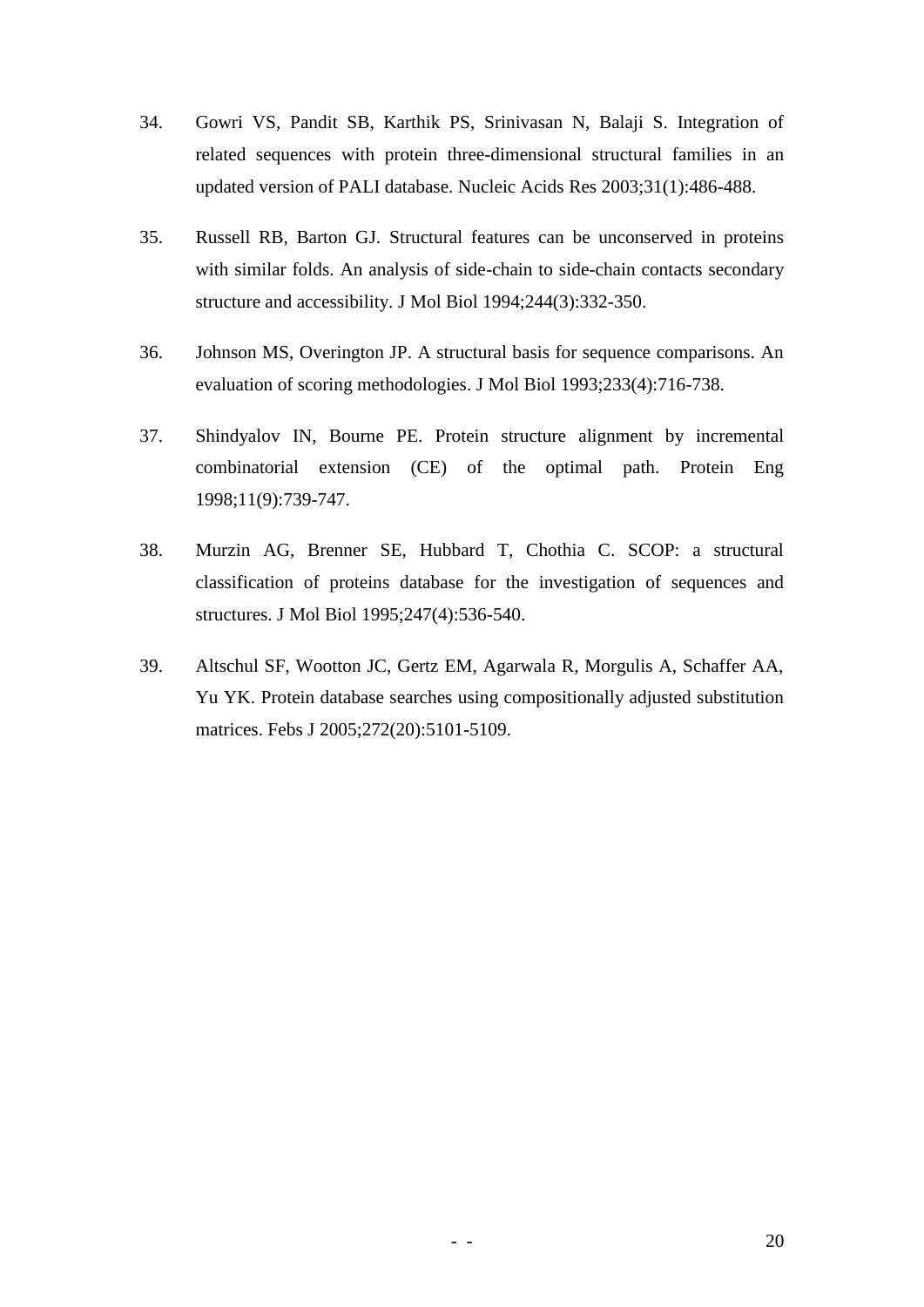34. Gowri VS, Pandit SB, Karthik PS, Srinivasan N, Balaji S. Integration of related sequences with protein three-dimensional structural families in an updated version of PALI database. Nucleic Acids Res 2003;31(1):486-488.

35. Russell RB, Barton GJ. Structural features can be unconserved in proteins with similar folds. An analysis of side-chain to side-chain contacts secondary structure and accessibility. J Mol Biol 1994;244(3):332-350.

36. Johnson MS, Overington JP. A structural basis for sequence comparisons. An evaluation of scoring methodologies. J Mol Biol 1993;233(4):716-738.

37. Shindyalov IN, Bourne PE. Protein structure alignment by incremental combinatorial extension (CE) of the optimal path. Protein Eng 1998;11(9):739-747.

38. Murzin AG, Brenner SE, Hubbard T, Chothia C. SCOP: a structural classification of proteins database for the investigation of sequences and structures. J Mol Biol 1995;247(4):536-540.

39. Altschul SF, Wootton JC, Gertz EM, Agarwala R, Morgulis A, Schaffer AA, Yu YK. Protein database searches using compositionally adjusted substitution matrices. Febs J 2005;272(20):5101-5109.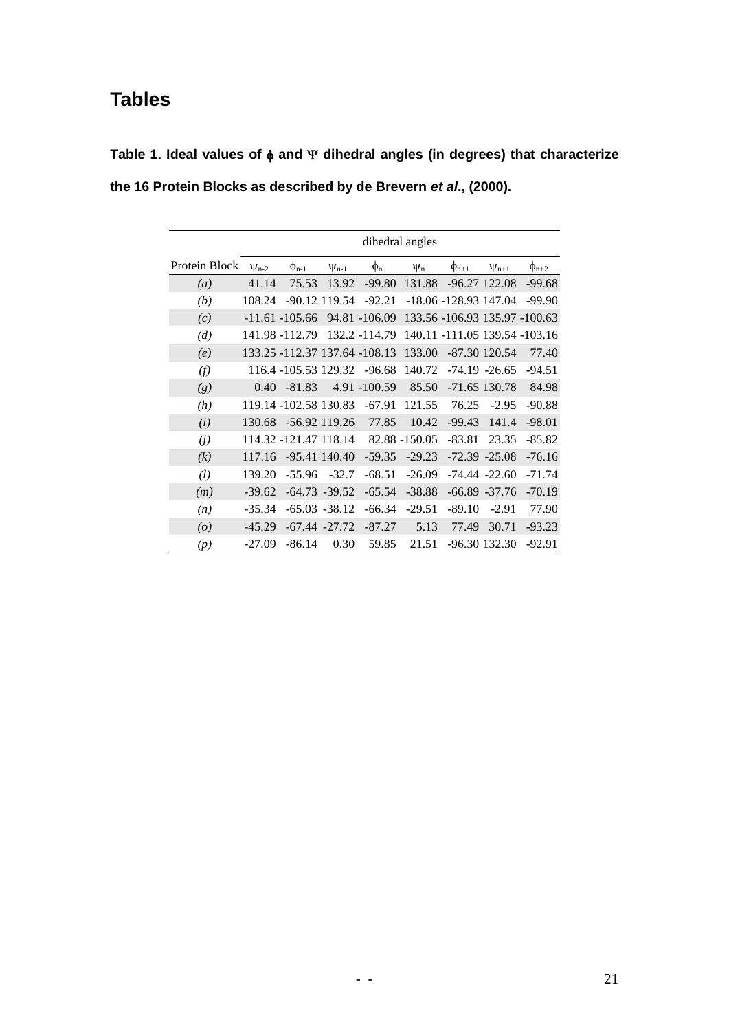# Tables

**Table 1. Ideal values of $\phi$ and $\Psi$ dihedral angles (in degrees) that characterize the 16 Protein Blocks as described by de Brevern *et al*., (2000).**

| | dihedral angles | | | | | | | |
|---|---|---|---|---|---|---|---|---|
| Protein Block | $\psi_{n-2}$ | $\phi_{n-1}$ | $\psi_{n-1}$ | $\phi_n$ | $\psi_n$ | $\phi_{n+1}$ | $\psi_{n+1}$ | $\phi_{n+2}$ |
| *(a)* | 41.14 | 75.53 | 13.92 | -99.80 | 131.88 | -96.27 | 122.08 | -99.68 |
| *(b)* | 108.24 | -90.12 | 119.54 | -92.21 | -18.06 | -128.93 | 147.04 | -99.90 |
| *(c)* | -11.61 | -105.66 | 94.81 | -106.09 | 133.56 | -106.93 | 135.97 | -100.63 |
| *(d)* | 141.98 | -112.79 | 132.2 | -114.79 | 140.11 | -111.05 | 139.54 | -103.16 |
| *(e)* | 133.25 | -112.37 | 137.64 | -108.13 | 133.00 | -87.30 | 120.54 | 77.40 |
| *(f)* | 116.4 | -105.53 | 129.32 | -96.68 | 140.72 | -74.19 | -26.65 | -94.51 |
| *(g)* | 0.40 | -81.83 | 4.91 | -100.59 | 85.50 | -71.65 | 130.78 | 84.98 |
| *(h)* | 119.14 | -102.58 | 130.83 | -67.91 | 121.55 | 76.25 | -2.95 | -90.88 |
| *(i)* | 130.68 | -56.92 | 119.26 | 77.85 | 10.42 | -99.43 | 141.4 | -98.01 |
| *(j)* | 114.32 | -121.47 | 118.14 | 82.88 | -150.05 | -83.81 | 23.35 | -85.82 |
| *(k)* | 117.16 | -95.41 | 140.40 | -59.35 | -29.23 | -72.39 | -25.08 | -76.16 |
| *(l)* | 139.20 | -55.96 | -32.7 | -68.51 | -26.09 | -74.44 | -22.60 | -71.74 |
| *(m)* | -39.62 | -64.73 | -39.52 | -65.54 | -38.88 | -66.89 | -37.76 | -70.19 |
| *(n)* | -35.34 | -65.03 | -38.12 | -66.34 | -29.51 | -89.10 | -2.91 | 77.90 |
| *(o)* | -45.29 | -67.44 | -27.72 | -87.27 | 5.13 | 77.49 | 30.71 | -93.23 |
| *(p)* | -27.09 | -86.14 | 0.30 | 59.85 | 21.51 | -96.30 | 132.30 | -92.91 |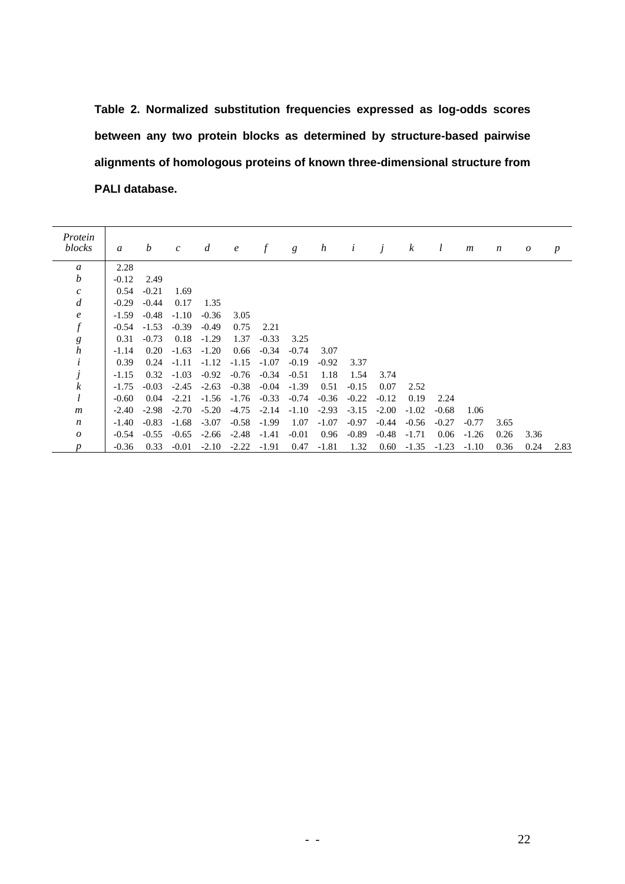**Table 2. Normalized substitution frequencies expressed as log-odds scores between any two protein blocks as determined by structure-based pairwise alignments of homologous proteins of known three-dimensional structure from PALI database.**

| *Protein blocks* | *a* | *b* | *c* | *d* | *e* | *f* | *g* | *h* | *i* | *j* | *k* | *l* | *m* | *n* | *o* | *p* |
|---|---|---|---|---|---|---|---|---|---|---|---|---|---|---|---|---|
| *a* | 2.28 | | | | | | | | | | | | | | | |
| *b* | -0.12 | 2.49 | | | | | | | | | | | | | | |
| *c* | 0.54 | -0.21 | 1.69 | | | | | | | | | | | | | |
| *d* | -0.29 | -0.44 | 0.17 | 1.35 | | | | | | | | | | | | |
| *e* | -1.59 | -0.48 | -1.10 | -0.36 | 3.05 | | | | | | | | | | | |
| *f* | -0.54 | -1.53 | -0.39 | -0.49 | 0.75 | 2.21 | | | | | | | | | | |
| *g* | 0.31 | -0.73 | 0.18 | -1.29 | 1.37 | -0.33 | 3.25 | | | | | | | | | |
| *h* | -1.14 | 0.20 | -1.63 | -1.20 | 0.66 | -0.34 | -0.74 | 3.07 | | | | | | | | |
| *i* | 0.39 | 0.24 | -1.11 | -1.12 | -1.15 | -1.07 | -0.19 | -0.92 | 3.37 | | | | | | | |
| *j* | -1.15 | 0.32 | -1.03 | -0.92 | -0.76 | -0.34 | -0.51 | 1.18 | 1.54 | 3.74 | | | | | | |
| *k* | -1.75 | -0.03 | -2.45 | -2.63 | -0.38 | -0.04 | -1.39 | 0.51 | -0.15 | 0.07 | 2.52 | | | | | |
| *l* | -0.60 | 0.04 | -2.21 | -1.56 | -1.76 | -0.33 | -0.74 | -0.36 | -0.22 | -0.12 | 0.19 | 2.24 | | | | |
| *m* | -2.40 | -2.98 | -2.70 | -5.20 | -4.75 | -2.14 | -1.10 | -2.93 | -3.15 | -2.00 | -1.02 | -0.68 | 1.06 | | | |
| *n* | -1.40 | -0.83 | -1.68 | -3.07 | -0.58 | -1.99 | 1.07 | -1.07 | -0.97 | -0.44 | -0.56 | -0.27 | -0.77 | 3.65 | | |
| *o* | -0.54 | -0.55 | -0.65 | -2.66 | -2.48 | -1.41 | -0.01 | 0.96 | -0.89 | -0.48 | -1.71 | 0.06 | -1.26 | 0.26 | 3.36 | |
| *p* | -0.36 | 0.33 | -0.01 | -2.10 | -2.22 | -1.91 | 0.47 | -1.81 | 1.32 | 0.60 | -1.35 | -1.23 | -1.10 | 0.36 | 0.24 | 2.83 |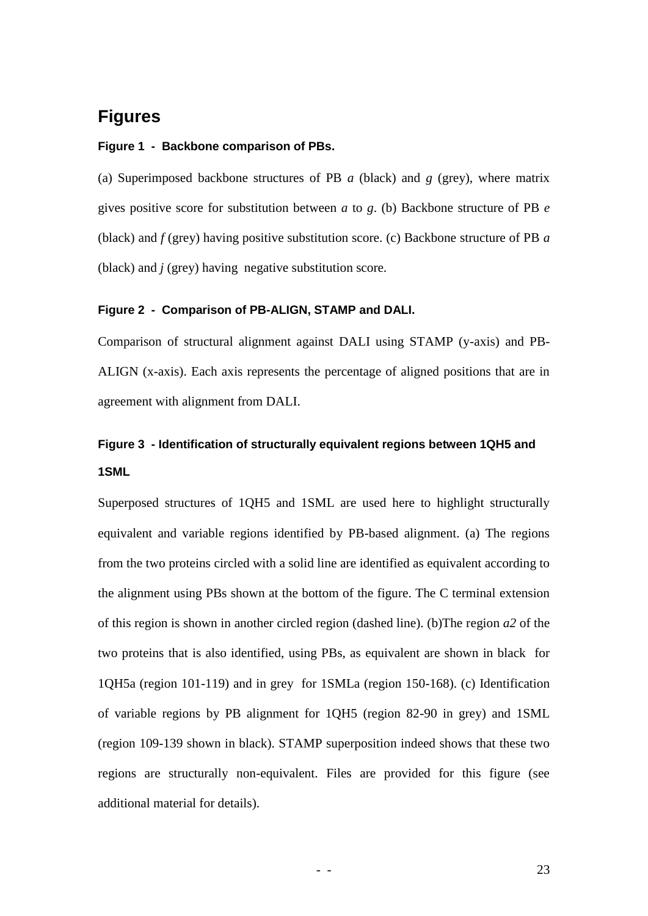## Figures

### Figure 1 - Backbone comparison of PBs.

(a) Superimposed backbone structures of PB *a* (black) and *g* (grey), where matrix gives positive score for substitution between *a* to *g*. (b) Backbone structure of PB *e* (black) and *f* (grey) having positive substitution score. (c) Backbone structure of PB *a* (black) and *j* (grey) having negative substitution score.

### Figure 2 - Comparison of PB-ALIGN, STAMP and DALI.

Comparison of structural alignment against DALI using STAMP (y-axis) and PB-ALIGN (x-axis). Each axis represents the percentage of aligned positions that are in agreement with alignment from DALI.

### Figure 3 - Identification of structurally equivalent regions between 1QH5 and 1SML

Superposed structures of 1QH5 and 1SML are used here to highlight structurally equivalent and variable regions identified by PB-based alignment. (a) The regions from the two proteins circled with a solid line are identified as equivalent according to the alignment using PBs shown at the bottom of the figure. The C terminal extension of this region is shown in another circled region (dashed line). (b)The region *a2* of the two proteins that is also identified, using PBs, as equivalent are shown in black for 1QH5a (region 101-119) and in grey for 1SMLa (region 150-168). (c) Identification of variable regions by PB alignment for 1QH5 (region 82-90 in grey) and 1SML (region 109-139 shown in black). STAMP superposition indeed shows that these two regions are structurally non-equivalent. Files are provided for this figure (see additional material for details).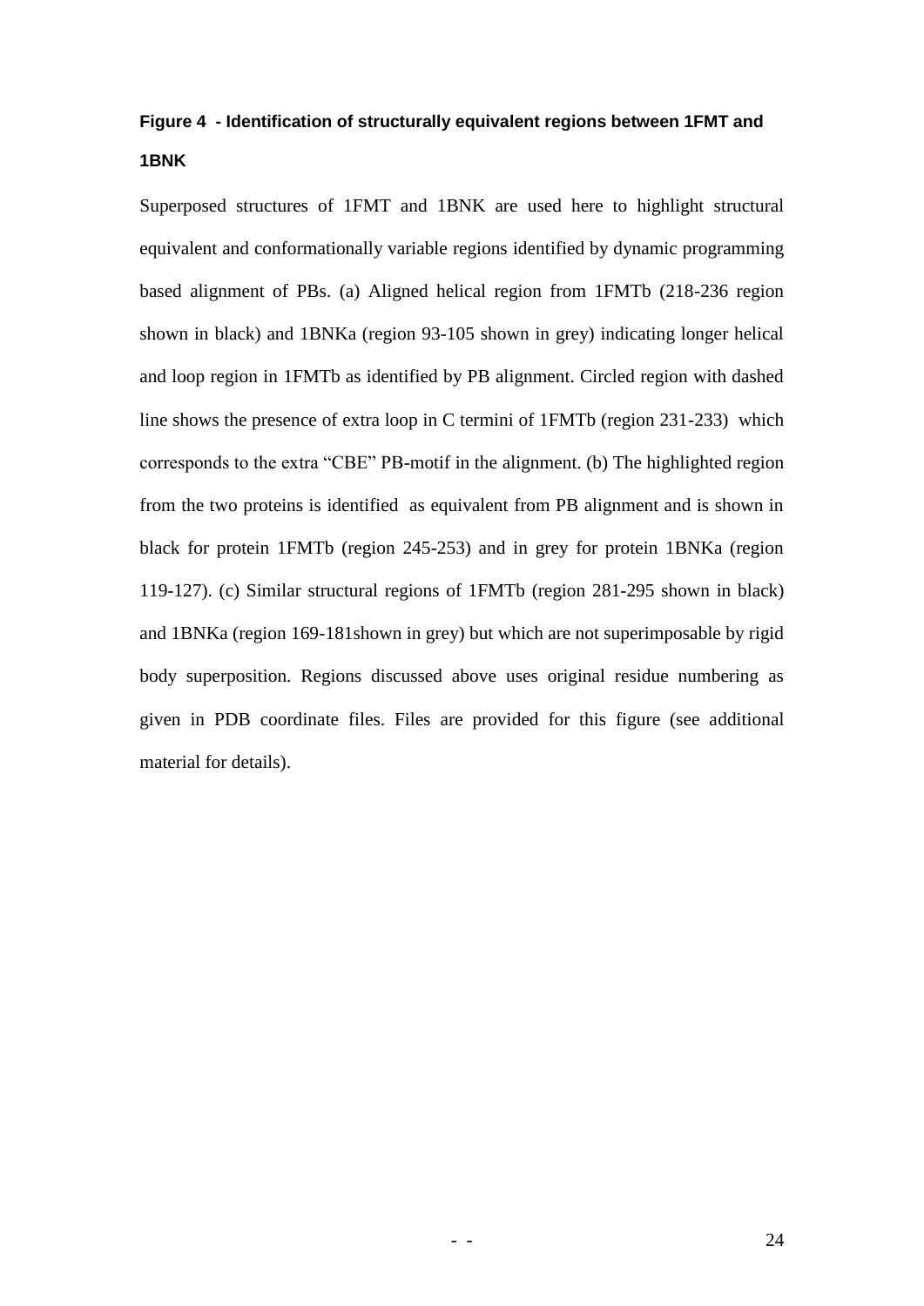**Figure 4 - Identification of structurally equivalent regions between 1FMT and 1BNK**

Superposed structures of 1FMT and 1BNK are used here to highlight structural equivalent and conformationally variable regions identified by dynamic programming based alignment of PBs. (a) Aligned helical region from 1FMTb (218-236 region shown in black) and 1BNKa (region 93-105 shown in grey) indicating longer helical and loop region in 1FMTb as identified by PB alignment. Circled region with dashed line shows the presence of extra loop in C termini of 1FMTb (region 231-233) which corresponds to the extra "CBE" PB-motif in the alignment. (b) The highlighted region from the two proteins is identified as equivalent from PB alignment and is shown in black for protein 1FMTb (region 245-253) and in grey for protein 1BNKa (region 119-127). (c) Similar structural regions of 1FMTb (region 281-295 shown in black) and 1BNKa (region 169-181shown in grey) but which are not superimposable by rigid body superposition. Regions discussed above uses original residue numbering as given in PDB coordinate files. Files are provided for this figure (see additional material for details).